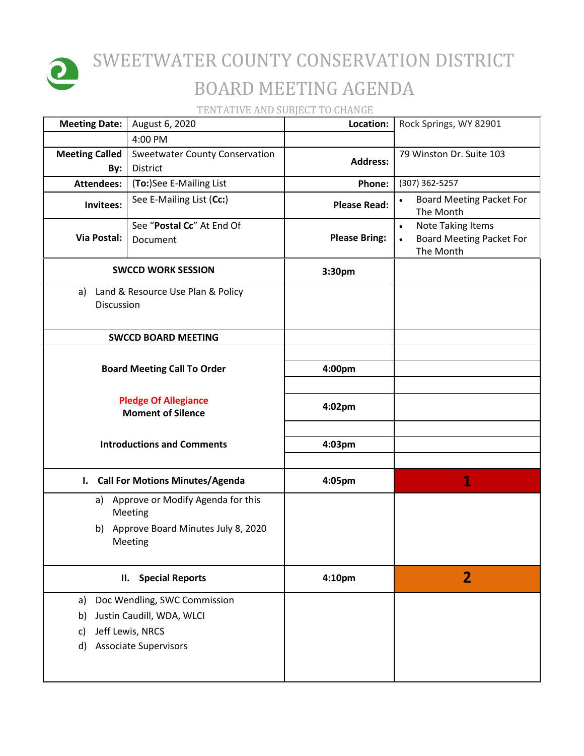# SWEETWATER COUNTY CONSERVATION DISTRICT

# BOARD MEETING AGENDA

TENTATIVE AND SUBJECT TO CHANGE

| | | | |
|---|---|---|---|
| **Meeting Date:** | August 6, 2020 | **Location:** | Rock Springs, WY 82901 |
| | 4:00 PM | | |
| **Meeting Called By:** | Sweetwater County Conservation District | **Address:** | 79 Winston Dr. Suite 103 |
| **Attendees:** | (**To:**)See E-Mailing List | **Phone:** | (307) 362-5257 |
| **Invitees:** | See E-Mailing List (**Cc:**) | **Please Read:** | • Board Meeting Packet For The Month |
| **Via Postal:** | See "**Postal Cc**" At End Of Document | **Please Bring:** | • Note Taking Items<br>• Board Meeting Packet For The Month |

| | | |
|---|---|---|
| **SWCCD WORK SESSION** | **3:30pm** | |
| a) Land & Resource Use Plan & Policy Discussion | | |
| **SWCCD BOARD MEETING** | | |
| **Board Meeting Call To Order** | **4:00pm** | |
| **Pledge Of Allegiance**<br>**Moment of Silence** | **4:02pm** | |
| **Introductions and Comments** | **4:03pm** | |
| **I. Call For Motions Minutes/Agenda** | **4:05pm** | **1** |
| a) Approve or Modify Agenda for this Meeting<br>b) Approve Board Minutes July 8, 2020 Meeting | | |
| **II. Special Reports** | **4:10pm** | **2** |
| a) Doc Wendling, SWC Commission<br>b) Justin Caudill, WDA, WLCI<br>c) Jeff Lewis, NRCS<br>d) Associate Supervisors | | |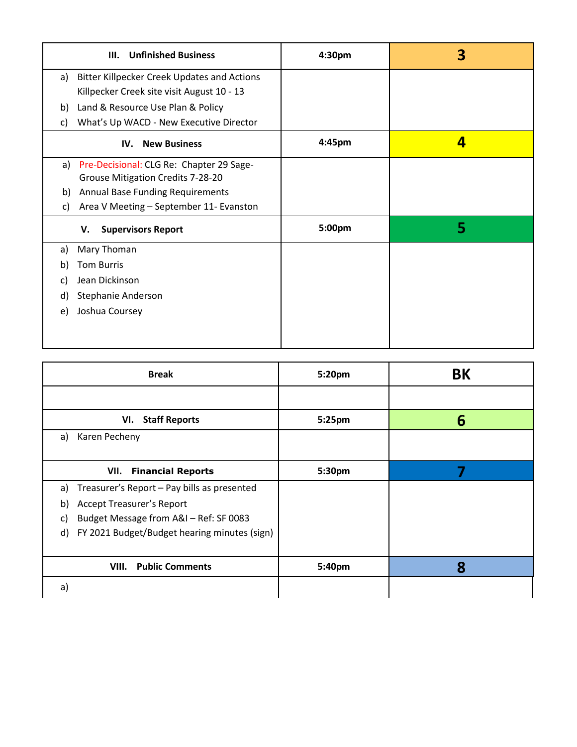| | | |
|---|---|---|
| **III. Unfinished Business** | **4:30pm** | **3** |
| a) Bitter Killpecker Creek Updates and Actions<br>Killpecker Creek site visit August 10 - 13<br>b) Land & Resource Use Plan & Policy<br>c) What's Up WACD - New Executive Director | | |
| **IV. New Business** | **4:45pm** | **4** |
| a) Pre-Decisional: CLG Re: Chapter 29 Sage-Grouse Mitigation Credits 7-28-20<br>b) Annual Base Funding Requirements<br>c) Area V Meeting – September 11- Evanston | | |
| **V. Supervisors Report** | **5:00pm** | **5** |
| a) Mary Thoman<br>b) Tom Burris<br>c) Jean Dickinson<br>d) Stephanie Anderson<br>e) Joshua Coursey | | |

| | | |
|---|---|---|
| **Break** | **5:20pm** | **BK** |
| | | |
| **VI. Staff Reports** | **5:25pm** | **6** |
| a) Karen Pecheny | | |
| **VII. Financial Reports** | **5:30pm** | **7** |
| a) Treasurer's Report – Pay bills as presented<br>b) Accept Treasurer's Report<br>c) Budget Message from A&I – Ref: SF 0083<br>d) FY 2021 Budget/Budget hearing minutes (sign) | | |
| **VIII. Public Comments** | **5:40pm** | **8** |
| a) | | |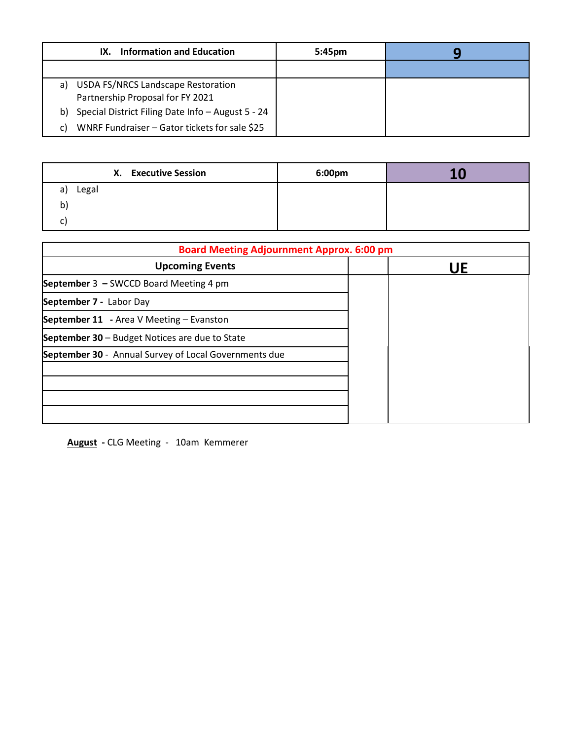| IX. Information and Education | 5:45pm | 9 |
| --- | --- | --- |
| | | |
| a) USDA FS/NRCS Landscape Restoration Partnership Proposal for FY 2021<br>b) Special District Filing Date Info – August 5 - 24<br>c) WNRF Fundraiser – Gator tickets for sale $25 | | |

| X. Executive Session | 6:00pm | 10 |
| --- | --- | --- |
| a) Legal<br>b)<br>c) | | |

| Board Meeting Adjournment Approx. 6:00 pm | | |
| --- | --- | --- |
| **Upcoming Events** | | **UE** |
| **September** 3 **–** SWCCD Board Meeting 4 pm | | |
| **September 7 -** Labor Day | | |
| **September 11** **-** Area V Meeting – Evanston | | |
| **September 30** – Budget Notices are due to State | | |
| **September 30** - Annual Survey of Local Governments due | | |
| | | |
| | | |
| | | |
| | | |

**August** **-** CLG Meeting - 10am Kemmerer